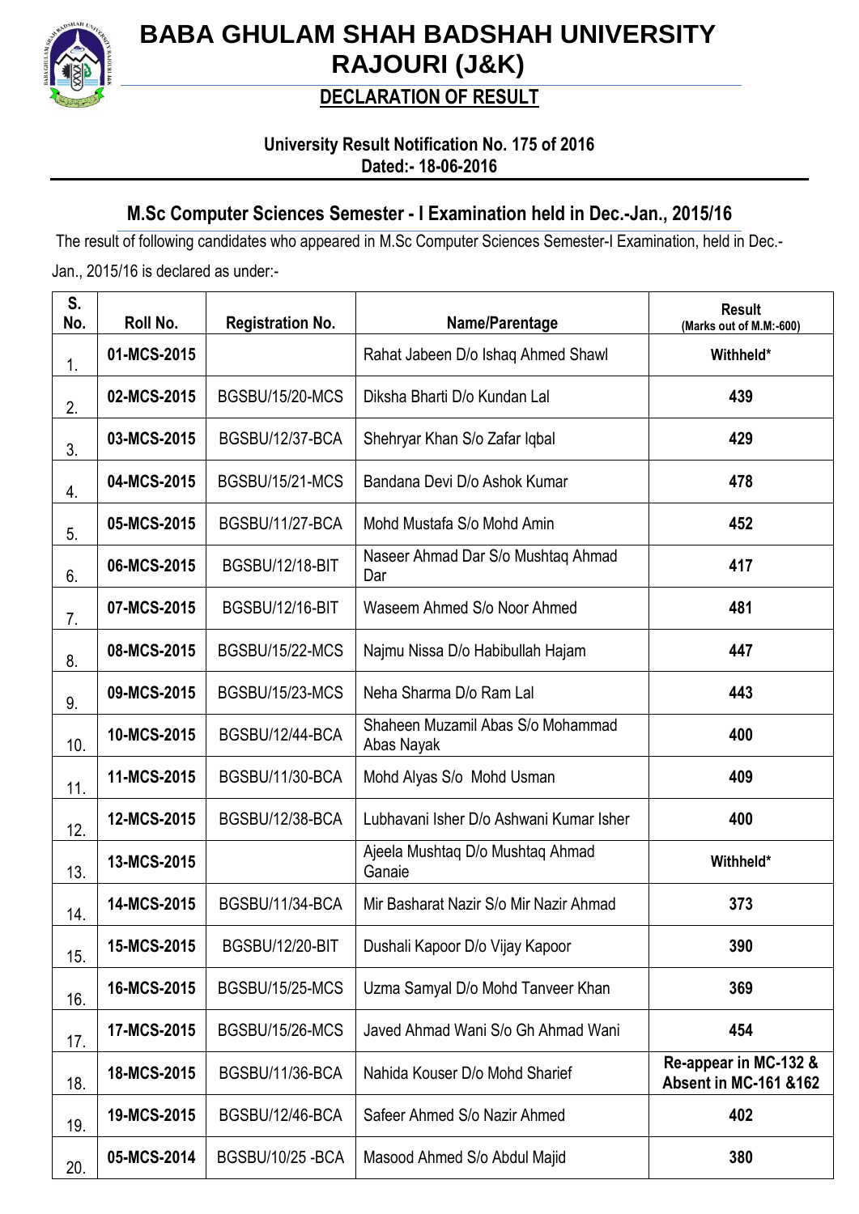# BABA GHULAM SHAH BADSHAH UNIVERSITY
# RAJOURI (J&K)

## DECLARATION OF RESULT

**University Result Notification No. 175 of 2016**
**Dated:- 18-06-2016**

### M.Sc Computer Sciences Semester - I Examination held in Dec.-Jan., 2015/16

The result of following candidates who appeared in M.Sc Computer Sciences Semester-I Examination, held in Dec.-Jan., 2015/16 is declared as under:-

| S. No. | Roll No. | Registration No. | Name/Parentage | Result (Marks out of M.M:-600) |
|---|---|---|---|---|
| 1. | 01-MCS-2015 | | Rahat Jabeen D/o Ishaq Ahmed Shawl | Withheld* |
| 2. | 02-MCS-2015 | BGSBU/15/20-MCS | Diksha Bharti D/o Kundan Lal | 439 |
| 3. | 03-MCS-2015 | BGSBU/12/37-BCA | Shehryar Khan S/o Zafar Iqbal | 429 |
| 4. | 04-MCS-2015 | BGSBU/15/21-MCS | Bandana Devi D/o Ashok Kumar | 478 |
| 5. | 05-MCS-2015 | BGSBU/11/27-BCA | Mohd Mustafa S/o Mohd Amin | 452 |
| 6. | 06-MCS-2015 | BGSBU/12/18-BIT | Naseer Ahmad Dar S/o Mushtaq Ahmad Dar | 417 |
| 7. | 07-MCS-2015 | BGSBU/12/16-BIT | Waseem Ahmed S/o Noor Ahmed | 481 |
| 8. | 08-MCS-2015 | BGSBU/15/22-MCS | Najmu Nissa D/o Habibullah Hajam | 447 |
| 9. | 09-MCS-2015 | BGSBU/15/23-MCS | Neha Sharma D/o Ram Lal | 443 |
| 10. | 10-MCS-2015 | BGSBU/12/44-BCA | Shaheen Muzamil Abas S/o Mohammad Abas Nayak | 400 |
| 11. | 11-MCS-2015 | BGSBU/11/30-BCA | Mohd Alyas S/o Mohd Usman | 409 |
| 12. | 12-MCS-2015 | BGSBU/12/38-BCA | Lubhavani Isher D/o Ashwani Kumar Isher | 400 |
| 13. | 13-MCS-2015 | | Ajeela Mushtaq D/o Mushtaq Ahmad Ganaie | Withheld* |
| 14. | 14-MCS-2015 | BGSBU/11/34-BCA | Mir Basharat Nazir S/o Mir Nazir Ahmad | 373 |
| 15. | 15-MCS-2015 | BGSBU/12/20-BIT | Dushali Kapoor D/o Vijay Kapoor | 390 |
| 16. | 16-MCS-2015 | BGSBU/15/25-MCS | Uzma Samyal D/o Mohd Tanveer Khan | 369 |
| 17. | 17-MCS-2015 | BGSBU/15/26-MCS | Javed Ahmad Wani S/o Gh Ahmad Wani | 454 |
| 18. | 18-MCS-2015 | BGSBU/11/36-BCA | Nahida Kouser D/o Mohd Sharief | Re-appear in MC-132 & Absent in MC-161 &162 |
| 19. | 19-MCS-2015 | BGSBU/12/46-BCA | Safeer Ahmed S/o Nazir Ahmed | 402 |
| 20. | 05-MCS-2014 | BGSBU/10/25 -BCA | Masood Ahmed S/o Abdul Majid | 380 |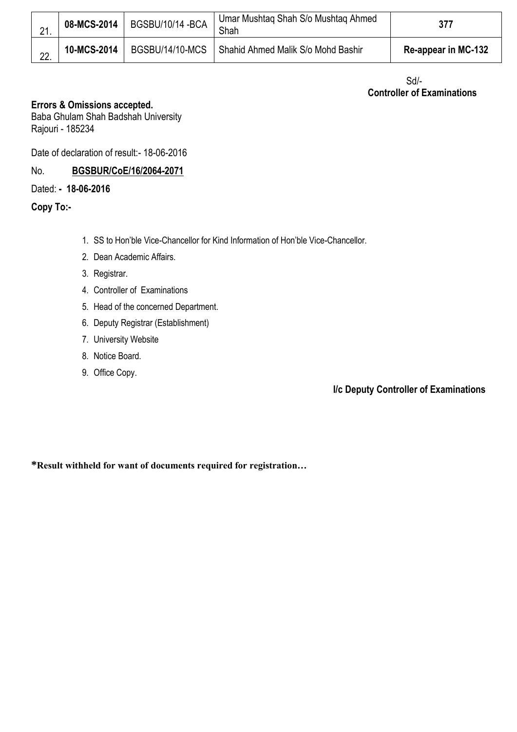| | | | | |
|---|---|---|---|---|
| 21. | **08-MCS-2014** | BGSBU/10/14 -BCA | Umar Mushtaq Shah S/o Mushtaq Ahmed Shah | **377** |
| 22. | **10-MCS-2014** | BGSBU/14/10-MCS | Shahid Ahmed Malik S/o Mohd Bashir | **Re-appear in MC-132** |

Sd/-
**Controller of Examinations**

**Errors & Omissions accepted.**
Baba Ghulam Shah Badshah University
Rajouri - 185234

Date of declaration of result:- 18-06-2016

No. **BGSBUR/CoE/16/2064-2071**

Dated: **- 18-06-2016**

**Copy To:-**

1. SS to Hon'ble Vice-Chancellor for Kind Information of Hon'ble Vice-Chancellor.
2. Dean Academic Affairs.
3. Registrar.
4. Controller of Examinations
5. Head of the concerned Department.
6. Deputy Registrar (Establishment)
7. University Website
8. Notice Board.
9. Office Copy.

**I/c Deputy Controller of Examinations**

***Result withheld for want of documents required for registration…**